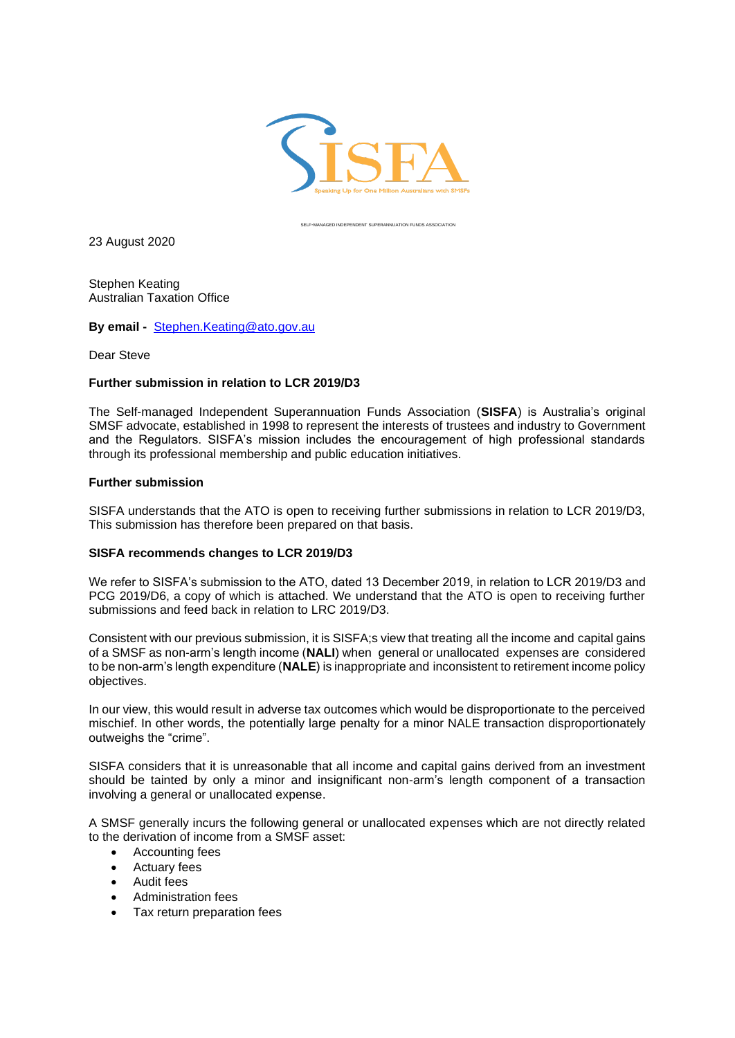SISFA

Speaking Up for One Million Australians with SMSFs

SELF-MANAGED INDEPENDENT SUPERANNUATION FUNDS ASSOCIATION

23 August 2020

Stephen Keating
Australian Taxation Office

**By email -** Stephen.Keating@ato.gov.au

Dear Steve

**Further submission in relation to LCR 2019/D3**

The Self-managed Independent Superannuation Funds Association (**SISFA**) is Australia's original SMSF advocate, established in 1998 to represent the interests of trustees and industry to Government and the Regulators. SISFA's mission includes the encouragement of high professional standards through its professional membership and public education initiatives.

**Further submission**

SISFA understands that the ATO is open to receiving further submissions in relation to LCR 2019/D3, This submission has therefore been prepared on that basis.

**SISFA recommends changes to LCR 2019/D3**

We refer to SISFA's submission to the ATO, dated 13 December 2019, in relation to LCR 2019/D3 and PCG 2019/D6, a copy of which is attached. We understand that the ATO is open to receiving further submissions and feed back in relation to LRC 2019/D3.

Consistent with our previous submission, it is SISFA;s view that treating all the income and capital gains of a SMSF as non-arm's length income (**NALI**) when general or unallocated expenses are considered to be non-arm's length expenditure (**NALE**) is inappropriate and inconsistent to retirement income policy objectives.

In our view, this would result in adverse tax outcomes which would be disproportionate to the perceived mischief. In other words, the potentially large penalty for a minor NALE transaction disproportionately outweighs the "crime".

SISFA considers that it is unreasonable that all income and capital gains derived from an investment should be tainted by only a minor and insignificant non-arm's length component of a transaction involving a general or unallocated expense.

A SMSF generally incurs the following general or unallocated expenses which are not directly related to the derivation of income from a SMSF asset:

- Accounting fees
- Actuary fees
- Audit fees
- Administration fees
- Tax return preparation fees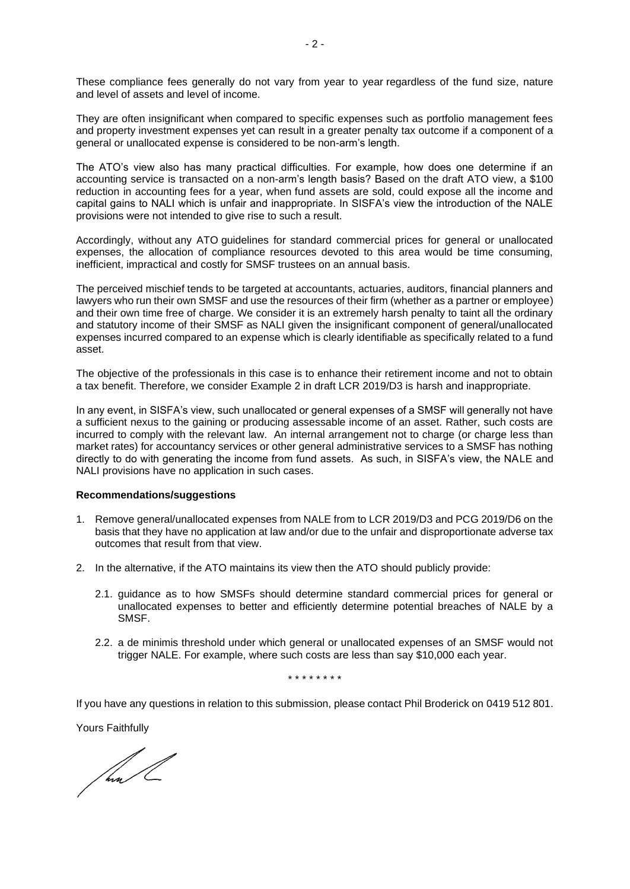These compliance fees generally do not vary from year to year regardless of the fund size, nature and level of assets and level of income.

They are often insignificant when compared to specific expenses such as portfolio management fees and property investment expenses yet can result in a greater penalty tax outcome if a component of a general or unallocated expense is considered to be non-arm's length.

The ATO's view also has many practical difficulties. For example, how does one determine if an accounting service is transacted on a non-arm's length basis? Based on the draft ATO view, a $100 reduction in accounting fees for a year, when fund assets are sold, could expose all the income and capital gains to NALI which is unfair and inappropriate. In SISFA's view the introduction of the NALE provisions were not intended to give rise to such a result.

Accordingly, without any ATO guidelines for standard commercial prices for general or unallocated expenses, the allocation of compliance resources devoted to this area would be time consuming, inefficient, impractical and costly for SMSF trustees on an annual basis.

The perceived mischief tends to be targeted at accountants, actuaries, auditors, financial planners and lawyers who run their own SMSF and use the resources of their firm (whether as a partner or employee) and their own time free of charge. We consider it is an extremely harsh penalty to taint all the ordinary and statutory income of their SMSF as NALI given the insignificant component of general/unallocated expenses incurred compared to an expense which is clearly identifiable as specifically related to a fund asset.

The objective of the professionals in this case is to enhance their retirement income and not to obtain a tax benefit. Therefore, we consider Example 2 in draft LCR 2019/D3 is harsh and inappropriate.

In any event, in SISFA's view, such unallocated or general expenses of a SMSF will generally not have a sufficient nexus to the gaining or producing assessable income of an asset. Rather, such costs are incurred to comply with the relevant law. An internal arrangement not to charge (or charge less than market rates) for accountancy services or other general administrative services to a SMSF has nothing directly to do with generating the income from fund assets. As such, in SISFA's view, the NALE and NALI provisions have no application in such cases.

**Recommendations/suggestions**

1. Remove general/unallocated expenses from NALE from to LCR 2019/D3 and PCG 2019/D6 on the basis that they have no application at law and/or due to the unfair and disproportionate adverse tax outcomes that result from that view.

2. In the alternative, if the ATO maintains its view then the ATO should publicly provide:

   2.1. guidance as to how SMSFs should determine standard commercial prices for general or unallocated expenses to better and efficiently determine potential breaches of NALE by a SMSF.

   2.2. a de minimis threshold under which general or unallocated expenses of an SMSF would not trigger NALE. For example, where such costs are less than say $10,000 each year.

\* \* \* \* \* \* \* \*

If you have any questions in relation to this submission, please contact Phil Broderick on 0419 512 801.

Yours Faithfully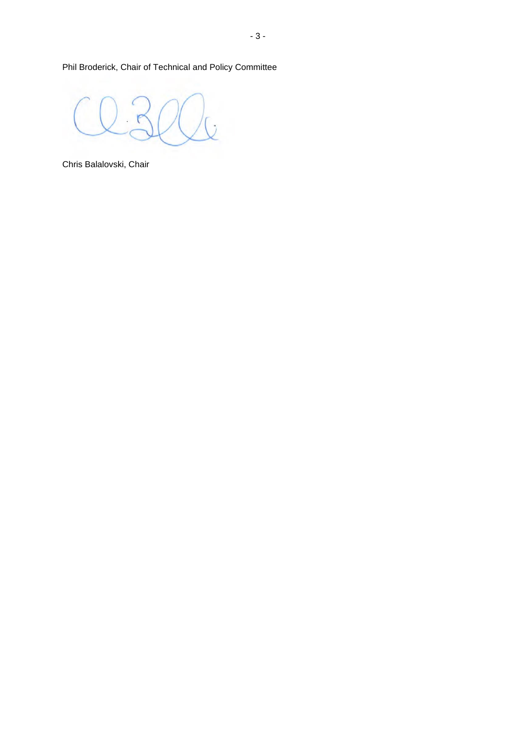Phil Broderick, Chair of Technical and Policy Committee

Chris Balalovski, Chair